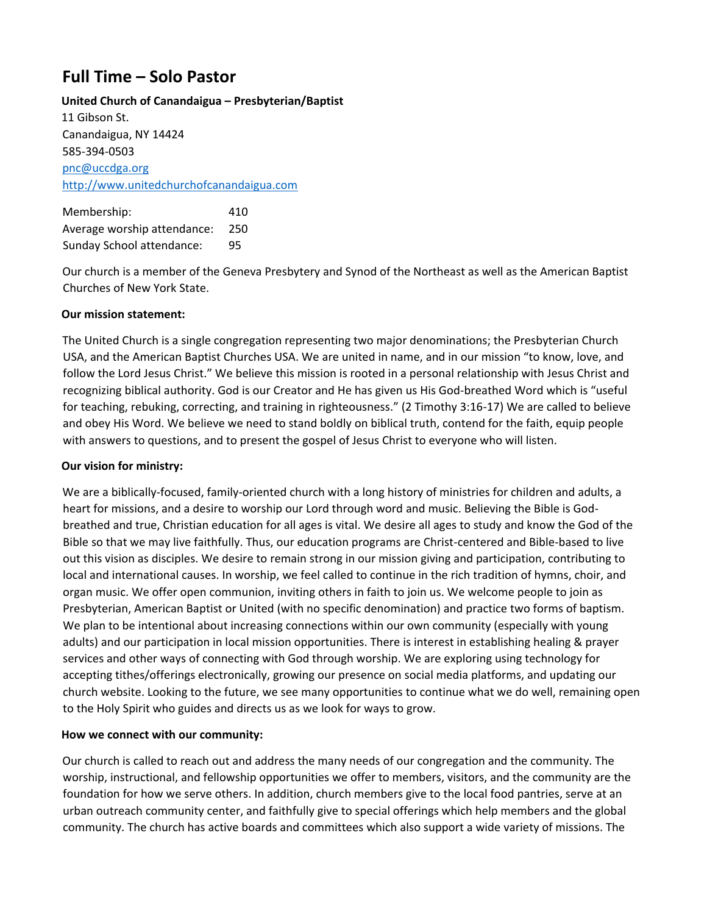# Full Time – Solo Pastor

**United Church of Canandaigua – Presbyterian/Baptist**
11 Gibson St.
Canandaigua, NY 14424
585-394-0503
pnc@uccdga.org
http://www.unitedchurchofcanandaigua.com

| | |
|---|---|
| Membership: | 410 |
| Average worship attendance: | 250 |
| Sunday School attendance: | 95 |

Our church is a member of the Geneva Presbytery and Synod of the Northeast as well as the American Baptist Churches of New York State.

**Our mission statement:**

The United Church is a single congregation representing two major denominations; the Presbyterian Church USA, and the American Baptist Churches USA. We are united in name, and in our mission "to know, love, and follow the Lord Jesus Christ." We believe this mission is rooted in a personal relationship with Jesus Christ and recognizing biblical authority. God is our Creator and He has given us His God-breathed Word which is "useful for teaching, rebuking, correcting, and training in righteousness." (2 Timothy 3:16-17) We are called to believe and obey His Word. We believe we need to stand boldly on biblical truth, contend for the faith, equip people with answers to questions, and to present the gospel of Jesus Christ to everyone who will listen.

**Our vision for ministry:**

We are a biblically-focused, family-oriented church with a long history of ministries for children and adults, a heart for missions, and a desire to worship our Lord through word and music. Believing the Bible is God-breathed and true, Christian education for all ages is vital. We desire all ages to study and know the God of the Bible so that we may live faithfully. Thus, our education programs are Christ-centered and Bible-based to live out this vision as disciples. We desire to remain strong in our mission giving and participation, contributing to local and international causes. In worship, we feel called to continue in the rich tradition of hymns, choir, and organ music. We offer open communion, inviting others in faith to join us. We welcome people to join as Presbyterian, American Baptist or United (with no specific denomination) and practice two forms of baptism. We plan to be intentional about increasing connections within our own community (especially with young adults) and our participation in local mission opportunities. There is interest in establishing healing & prayer services and other ways of connecting with God through worship. We are exploring using technology for accepting tithes/offerings electronically, growing our presence on social media platforms, and updating our church website. Looking to the future, we see many opportunities to continue what we do well, remaining open to the Holy Spirit who guides and directs us as we look for ways to grow.

**How we connect with our community:**

Our church is called to reach out and address the many needs of our congregation and the community. The worship, instructional, and fellowship opportunities we offer to members, visitors, and the community are the foundation for how we serve others. In addition, church members give to the local food pantries, serve at an urban outreach community center, and faithfully give to special offerings which help members and the global community. The church has active boards and committees which also support a wide variety of missions. The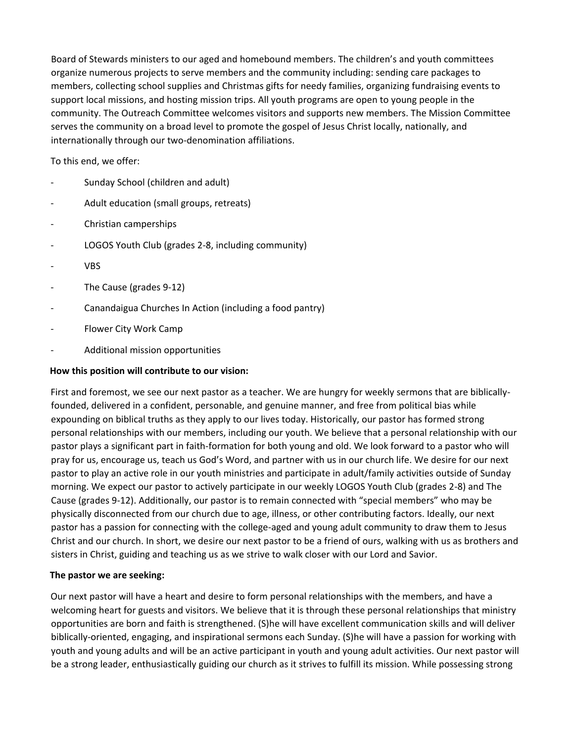Board of Stewards ministers to our aged and homebound members. The children's and youth committees organize numerous projects to serve members and the community including: sending care packages to members, collecting school supplies and Christmas gifts for needy families, organizing fundraising events to support local missions, and hosting mission trips. All youth programs are open to young people in the community. The Outreach Committee welcomes visitors and supports new members. The Mission Committee serves the community on a broad level to promote the gospel of Jesus Christ locally, nationally, and internationally through our two-denomination affiliations.

To this end, we offer:

- Sunday School (children and adult)
- Adult education (small groups, retreats)
- Christian camperships
- LOGOS Youth Club (grades 2-8, including community)
- VBS
- The Cause (grades 9-12)
- Canandaigua Churches In Action (including a food pantry)
- Flower City Work Camp
- Additional mission opportunities

**How this position will contribute to our vision:**

First and foremost, we see our next pastor as a teacher. We are hungry for weekly sermons that are biblically-founded, delivered in a confident, personable, and genuine manner, and free from political bias while expounding on biblical truths as they apply to our lives today. Historically, our pastor has formed strong personal relationships with our members, including our youth. We believe that a personal relationship with our pastor plays a significant part in faith-formation for both young and old. We look forward to a pastor who will pray for us, encourage us, teach us God's Word, and partner with us in our church life. We desire for our next pastor to play an active role in our youth ministries and participate in adult/family activities outside of Sunday morning. We expect our pastor to actively participate in our weekly LOGOS Youth Club (grades 2-8) and The Cause (grades 9-12). Additionally, our pastor is to remain connected with "special members" who may be physically disconnected from our church due to age, illness, or other contributing factors. Ideally, our next pastor has a passion for connecting with the college-aged and young adult community to draw them to Jesus Christ and our church. In short, we desire our next pastor to be a friend of ours, walking with us as brothers and sisters in Christ, guiding and teaching us as we strive to walk closer with our Lord and Savior.

**The pastor we are seeking:**

Our next pastor will have a heart and desire to form personal relationships with the members, and have a welcoming heart for guests and visitors. We believe that it is through these personal relationships that ministry opportunities are born and faith is strengthened. (S)he will have excellent communication skills and will deliver biblically-oriented, engaging, and inspirational sermons each Sunday. (S)he will have a passion for working with youth and young adults and will be an active participant in youth and young adult activities. Our next pastor will be a strong leader, enthusiastically guiding our church as it strives to fulfill its mission. While possessing strong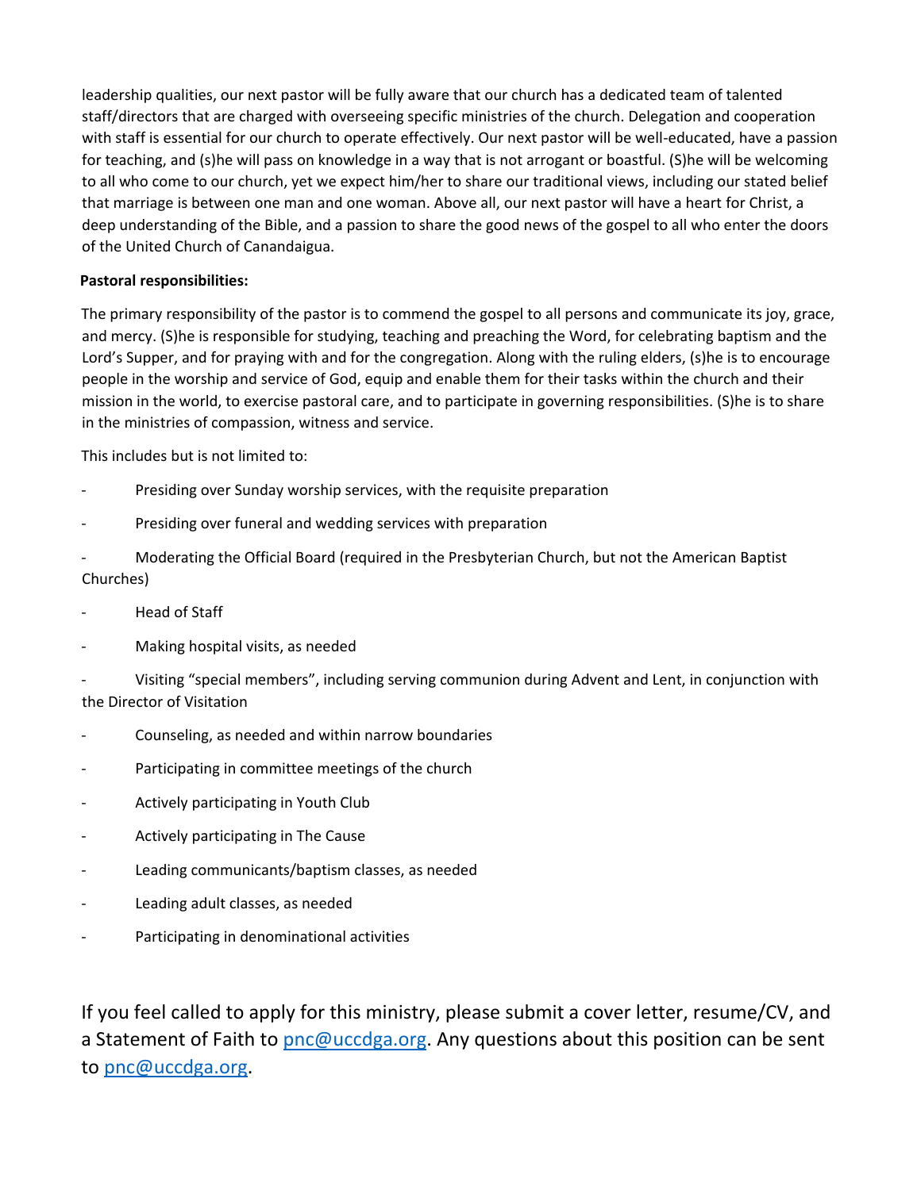leadership qualities, our next pastor will be fully aware that our church has a dedicated team of talented staff/directors that are charged with overseeing specific ministries of the church. Delegation and cooperation with staff is essential for our church to operate effectively. Our next pastor will be well-educated, have a passion for teaching, and (s)he will pass on knowledge in a way that is not arrogant or boastful. (S)he will be welcoming to all who come to our church, yet we expect him/her to share our traditional views, including our stated belief that marriage is between one man and one woman. Above all, our next pastor will have a heart for Christ, a deep understanding of the Bible, and a passion to share the good news of the gospel to all who enter the doors of the United Church of Canandaigua.

**Pastoral responsibilities:**

The primary responsibility of the pastor is to commend the gospel to all persons and communicate its joy, grace, and mercy. (S)he is responsible for studying, teaching and preaching the Word, for celebrating baptism and the Lord's Supper, and for praying with and for the congregation. Along with the ruling elders, (s)he is to encourage people in the worship and service of God, equip and enable them for their tasks within the church and their mission in the world, to exercise pastoral care, and to participate in governing responsibilities. (S)he is to share in the ministries of compassion, witness and service.

This includes but is not limited to:

- Presiding over Sunday worship services, with the requisite preparation
- Presiding over funeral and wedding services with preparation
- Moderating the Official Board (required in the Presbyterian Church, but not the American Baptist Churches)
- Head of Staff
- Making hospital visits, as needed
- Visiting "special members", including serving communion during Advent and Lent, in conjunction with the Director of Visitation
- Counseling, as needed and within narrow boundaries
- Participating in committee meetings of the church
- Actively participating in Youth Club
- Actively participating in The Cause
- Leading communicants/baptism classes, as needed
- Leading adult classes, as needed
- Participating in denominational activities

If you feel called to apply for this ministry, please submit a cover letter, resume/CV, and a Statement of Faith to pnc@uccdga.org. Any questions about this position can be sent to pnc@uccdga.org.